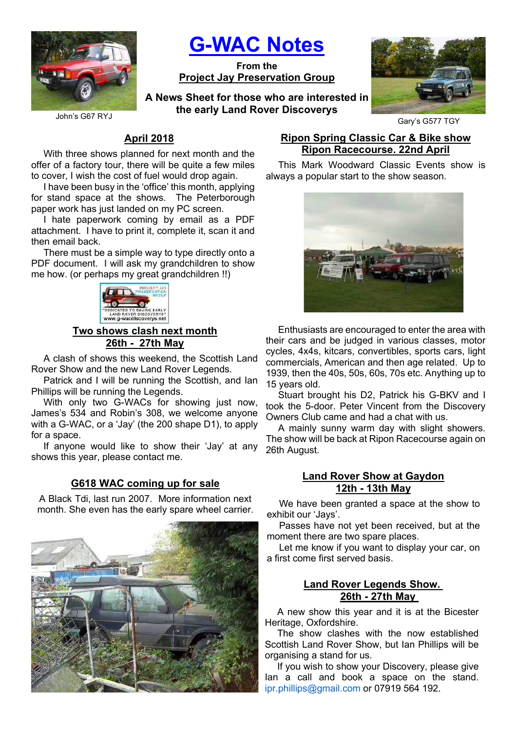John's G67 RYJ

# G-WAC Notes

**From the**
**Project Jay Preservation Group**

**A News Sheet for those who are interested in the early Land Rover Discoverys**

Gary's G577 TGY

## April 2018

With three shows planned for next month and the offer of a factory tour, there will be quite a few miles to cover, I wish the cost of fuel would drop again.

I have been busy in the 'office' this month, applying for stand space at the shows. The Peterborough paper work has just landed on my PC screen.

I hate paperwork coming by email as a PDF attachment. I have to print it, complete it, scan it and then email back.

There must be a simple way to type directly onto a PDF document. I will ask my grandchildren to show me how. (or perhaps my great grandchildren !!)

## Two shows clash next month 26th - 27th May

A clash of shows this weekend, the Scottish Land Rover Show and the new Land Rover Legends.

Patrick and I will be running the Scottish, and Ian Phillips will be running the Legends.

With only two G-WACs for showing just now, James's 534 and Robin's 308, we welcome anyone with a G-WAC, or a 'Jay' (the 200 shape D1), to apply for a space.

If anyone would like to show their 'Jay' at any shows this year, please contact me.

## G618 WAC coming up for sale

A Black Tdi, last run 2007. More information next month. She even has the early spare wheel carrier.

## Ripon Spring Classic Car & Bike show Ripon Racecourse. 22nd April

This Mark Woodward Classic Events show is always a popular start to the show season.

Enthusiasts are encouraged to enter the area with their cars and be judged in various classes, motor cycles, 4x4s, kitcars, convertibles, sports cars, light commercials, American and then age related. Up to 1939, then the 40s, 50s, 60s, 70s etc. Anything up to 15 years old.

Stuart brought his D2, Patrick his G-BKV and I took the 5-door. Peter Vincent from the Discovery Owners Club came and had a chat with us.

A mainly sunny warm day with slight showers. The show will be back at Ripon Racecourse again on 26th August.

## Land Rover Show at Gaydon 12th - 13th May

We have been granted a space at the show to exhibit our 'Jays'.

Passes have not yet been received, but at the moment there are two spare places.

Let me know if you want to display your car, on a first come first served basis.

## Land Rover Legends Show. 26th - 27th May

A new show this year and it is at the Bicester Heritage, Oxfordshire.

The show clashes with the now established Scottish Land Rover Show, but Ian Phillips will be organising a stand for us.

If you wish to show your Discovery, please give Ian a call and book a space on the stand. ipr.phillips@gmail.com or 07919 564 192.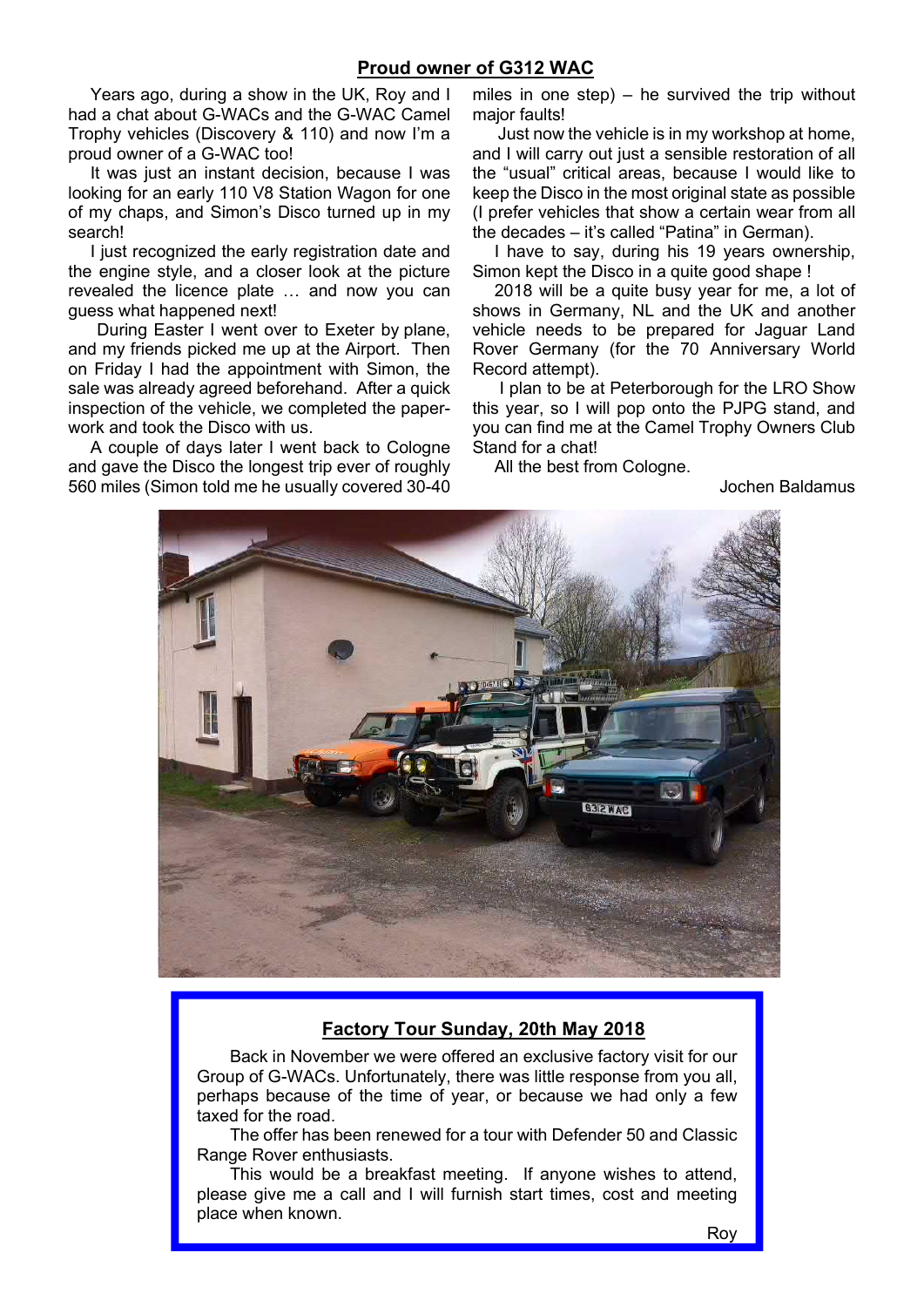## Proud owner of G312 WAC

Years ago, during a show in the UK, Roy and I had a chat about G-WACs and the G-WAC Camel Trophy vehicles (Discovery & 110) and now I'm a proud owner of a G-WAC too!

It was just an instant decision, because I was looking for an early 110 V8 Station Wagon for one of my chaps, and Simon's Disco turned up in my search!

I just recognized the early registration date and the engine style, and a closer look at the picture revealed the licence plate … and now you can guess what happened next!

During Easter I went over to Exeter by plane, and my friends picked me up at the Airport. Then on Friday I had the appointment with Simon, the sale was already agreed beforehand. After a quick inspection of the vehicle, we completed the paper-work and took the Disco with us.

A couple of days later I went back to Cologne and gave the Disco the longest trip ever of roughly 560 miles (Simon told me he usually covered 30-40 miles in one step) – he survived the trip without major faults!

Just now the vehicle is in my workshop at home, and I will carry out just a sensible restoration of all the "usual" critical areas, because I would like to keep the Disco in the most original state as possible (I prefer vehicles that show a certain wear from all the decades – it's called "Patina" in German).

I have to say, during his 19 years ownership, Simon kept the Disco in a quite good shape !

2018 will be a quite busy year for me, a lot of shows in Germany, NL and the UK and another vehicle needs to be prepared for Jaguar Land Rover Germany (for the 70 Anniversary World Record attempt).

I plan to be at Peterborough for the LRO Show this year, so I will pop onto the PJPG stand, and you can find me at the Camel Trophy Owners Club Stand for a chat!

All the best from Cologne.

Jochen Baldamus

## Factory Tour Sunday, 20th May 2018

Back in November we were offered an exclusive factory visit for our Group of G-WACs. Unfortunately, there was little response from you all, perhaps because of the time of year, or because we had only a few taxed for the road.

The offer has been renewed for a tour with Defender 50 and Classic Range Rover enthusiasts.

This would be a breakfast meeting. If anyone wishes to attend, please give me a call and I will furnish start times, cost and meeting place when known.

Roy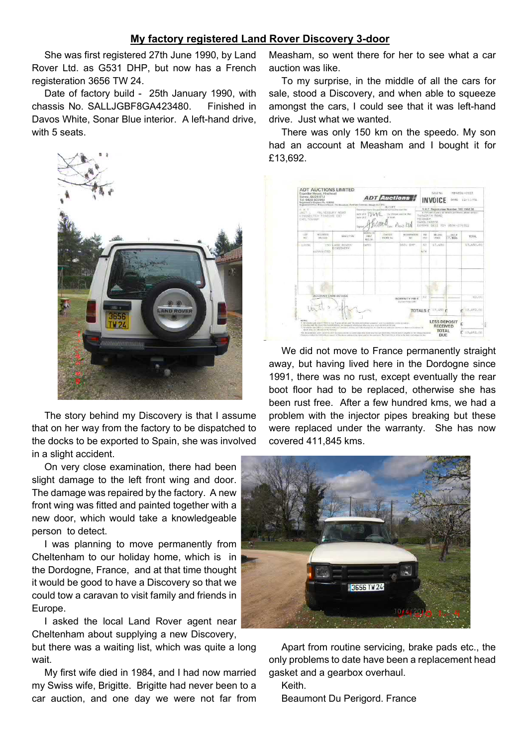## My factory registered Land Rover Discovery 3-door

She was first registered 27th June 1990, by Land Rover Ltd. as G531 DHP, but now has a French registeration 3656 TW 24.

Date of factory build - 25th January 1990, with chassis No. SALLJGBF8GA423480. Finished in Davos White, Sonar Blue interior. A left-hand drive, with 5 seats.

The story behind my Discovery is that I assume that on her way from the factory to be dispatched to the docks to be exported to Spain, she was involved in a slight accident.

On very close examination, there had been slight damage to the left front wing and door. The damage was repaired by the factory. A new front wing was fitted and painted together with a new door, which would take a knowledgeable person to detect.

I was planning to move permanently from Cheltenham to our holiday home, which is in the Dordogne, France, and at that time thought it would be good to have a Discovery so that we could tow a caravan to visit family and friends in Europe.

I asked the local Land Rover agent near Cheltenham about supplying a new Discovery, but there was a waiting list, which was quite a long wait.

My first wife died in 1984, and I had now married my Swiss wife, Brigitte. Brigitte had never been to a car auction, and one day we were not far from Measham, so went there for her to see what a car auction was like.

To my surprise, in the middle of all the cars for sale, stood a Discovery, and when able to squeeze amongst the cars, I could see that it was left-hand drive. Just what we wanted.

There was only 150 km on the speedo. My son had an account at Measham and I bought it for £13,692.

We did not move to France permanently straight away, but having lived here in the Dordogne since 1991, there was no rust, except eventually the rear boot floor had to be replaced, otherwise she has been rust free. After a few hundred kms, we had a problem with the injector pipes breaking but these were replaced under the warranty. She has now covered 411,845 kms.

Apart from routine servicing, brake pads etc., the only problems to date have been a replacement head gasket and a gearbox overhaul.

Keith.

Beaumont Du Perigord. France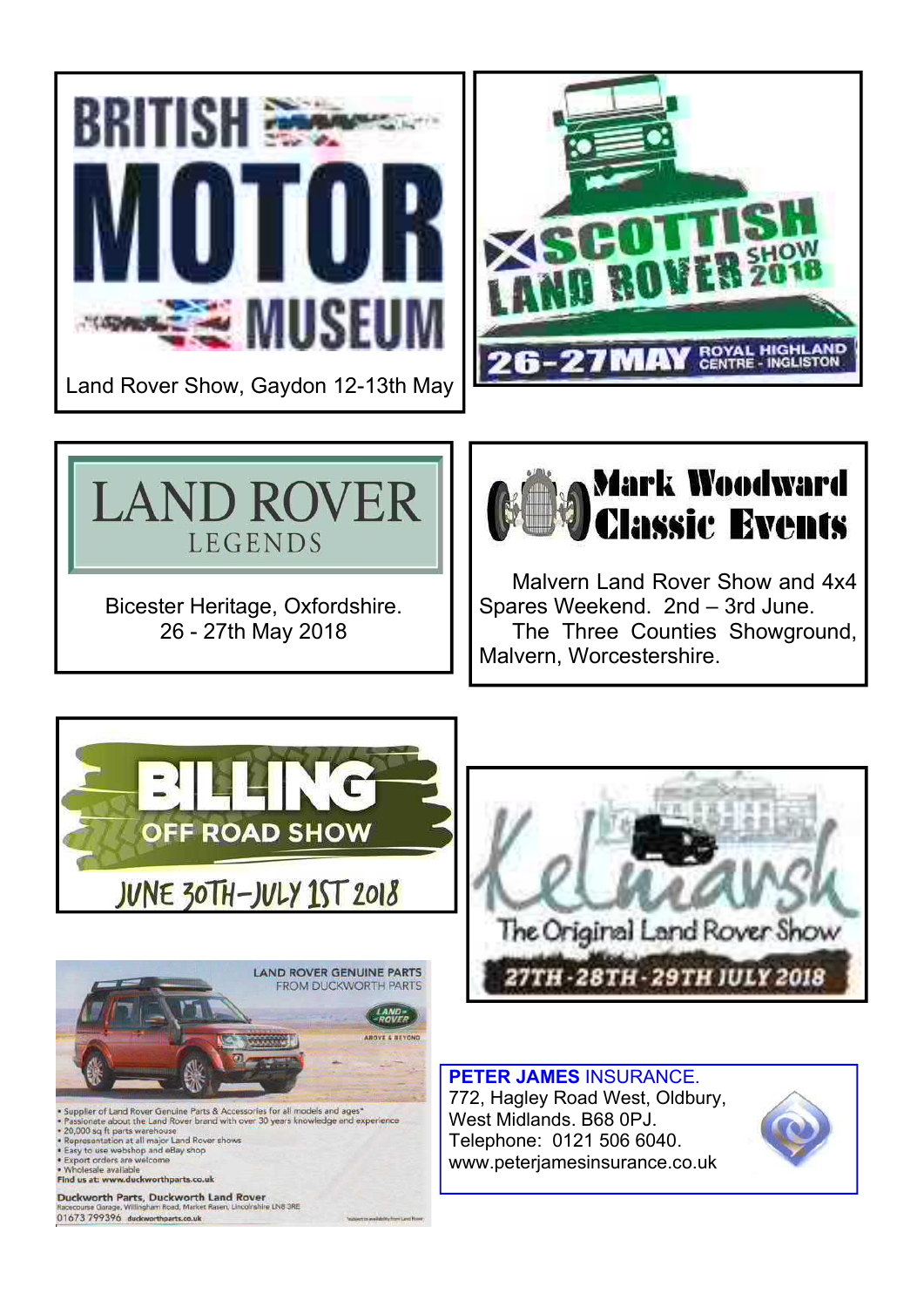## BRITISH MOTOR MUSEUM

Land Rover Show, Gaydon 12-13th May

## SCOTTISH LAND ROVER SHOW 2018

26-27 MAY ROYAL HIGHLAND CENTRE - INGLISTON

## LAND ROVER LEGENDS

Bicester Heritage, Oxfordshire.
26 - 27th May 2018

## Mark Woodward Classic Events

Malvern Land Rover Show and 4x4 Spares Weekend. 2nd – 3rd June.
The Three Counties Showground, Malvern, Worcestershire.

## BILLING OFF ROAD SHOW

JUNE 30TH–JULY 1ST 2018

## Kelmarsh

The Original Land Rover Show

27TH-28TH-29TH JULY 2018

## LAND ROVER GENUINE PARTS FROM DUCKWORTH PARTS

LAND ROVER ABOVE & BEYOND

- Supplier of Land Rover Genuine Parts & Accessories for all models and ages*
- Passionate about the Land Rover brand with over 30 years knowledge and experience
- 20,000 sq ft parts warehouse
- Representation at all major Land Rover shows
- Easy to use webshop and eBay shop
- Export orders are welcome
- Wholesale available

**Find us at: www.duckworthparts.co.uk**

**Duckworth Parts, Duckworth Land Rover**
Racecourse Garage, Willingham Road, Market Rasen, Lincolnshire LN8 3RE
01673 799396 duckworthparts.co.uk

**PETER JAMES** INSURANCE.
772, Hagley Road West, Oldbury,
West Midlands. B68 0PJ.
Telephone: 0121 506 6040.
www.peterjamesinsurance.co.uk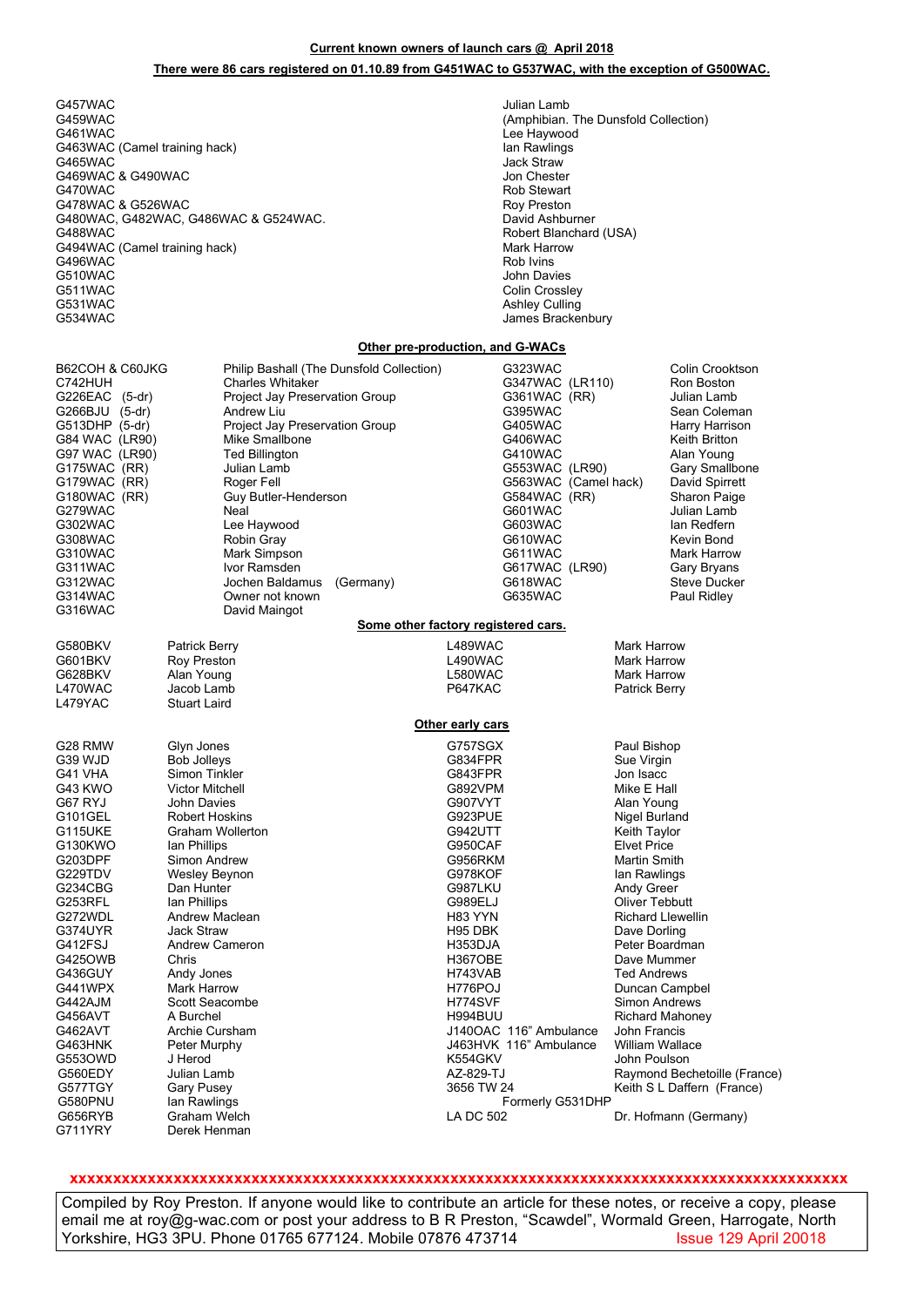**Current known owners of launch cars @ April 2018**

**There were 86 cars registered on 01.10.89 from G451WAC to G537WAC, with the exception of G500WAC.**

| | |
|---|---|
| G457WAC | Julian Lamb |
| G459WAC | (Amphibian. The Dunsfold Collection) |
| G461WAC | Lee Haywood |
| G463WAC (Camel training hack) | Ian Rawlings |
| G465WAC | Jack Straw |
| G469WAC & G490WAC | Jon Chester |
| G470WAC | Rob Stewart |
| G478WAC & G526WAC | Roy Preston |
| G480WAC, G482WAC, G486WAC & G524WAC. | David Ashburner |
| G488WAC | Robert Blanchard (USA) |
| G494WAC (Camel training hack) | Mark Harrow |
| G496WAC | Rob Ivins |
| G510WAC | John Davies |
| G511WAC | Colin Crossley |
| G531WAC | Ashley Culling |
| G534WAC | James Brackenbury |

**Other pre-production, and G-WACs**

| | | | |
|---|---|---|---|
| B62COH & C60JKG | Philip Bashall (The Dunsfold Collection) | G323WAC | Colin Crookston |
| C742HUH | Charles Whitaker | G347WAC (LR110) | Ron Boston |
| G226EAC (5-dr) | Project Jay Preservation Group | G361WAC (RR) | Julian Lamb |
| G266BJU (5-dr) | Andrew Liu | G395WAC | Sean Coleman |
| G513DHP (5-dr) | Project Jay Preservation Group | G405WAC | Harry Harrison |
| G84 WAC (LR90) | Mike Smallbone | G406WAC | Keith Britton |
| G97 WAC (LR90) | Ted Billington | G410WAC | Alan Young |
| G175WAC (RR) | Julian Lamb | G553WAC (LR90) | Gary Smallbone |
| G179WAC (RR) | Roger Fell | G563WAC (Camel hack) | David Spirrett |
| G180WAC (RR) | Guy Butler-Henderson | G584WAC (RR) | Sharon Paige |
| G279WAC | Neal | G601WAC | Julian Lamb |
| G302WAC | Lee Haywood | G603WAC | Ian Redfern |
| G308WAC | Robin Gray | G610WAC | Kevin Bond |
| G310WAC | Mark Simpson | G611WAC | Mark Harrow |
| G311WAC | Ivor Ramsden | G617WAC (LR90) | Gary Bryans |
| G312WAC | Jochen Baldamus (Germany) | G618WAC | Steve Ducker |
| G314WAC | Owner not known | G635WAC | Paul Ridley |
| G316WAC | David Maingot | | |

**Some other factory registered cars.**

| | | | |
|---|---|---|---|
| G580BKV | Patrick Berry | L489WAC | Mark Harrow |
| G601BKV | Roy Preston | L490WAC | Mark Harrow |
| G628BKV | Alan Young | L580WAC | Mark Harrow |
| L470WAC | Jacob Lamb | P647KAC | Patrick Berry |
| L479YAC | Stuart Laird | | |

**Other early cars**

| | | | |
|---|---|---|---|
| G28 RMW | Glyn Jones | G757SGX | Paul Bishop |
| G39 WJD | Bob Jolleys | G834FPR | Sue Virgin |
| G41 VHA | Simon Tinkler | G843FPR | Jon Isacc |
| G43 KWO | Victor Mitchell | G892VPM | Mike E Hall |
| G67 RYJ | John Davies | G907VYT | Alan Young |
| G101GEL | Robert Hoskins | G923PUE | Nigel Burland |
| G115UKE | Graham Wollerton | G942UTT | Keith Taylor |
| G130KWO | Ian Phillips | G950CAF | Elvet Price |
| G203DPF | Simon Andrew | G956RKM | Martin Smith |
| G229TDV | Wesley Beynon | G978KOF | Ian Rawlings |
| G234CBG | Dan Hunter | G987LKU | Andy Greer |
| G253RFL | Ian Phillips | G989ELJ | Oliver Tebbutt |
| G272WDL | Andrew Maclean | H83 YYN | Richard Llewellin |
| G374UYR | Jack Straw | H95 DBK | Dave Dorling |
| G412FSJ | Andrew Cameron | H353DJA | Peter Boardman |
| G425OWB | Chris | H367OBE | Dave Mummer |
| G436GUY | Andy Jones | H743VAB | Ted Andrews |
| G441WPX | Mark Harrow | H776POJ | Duncan Campbel |
| G442AJM | Scott Seacombe | H774SVF | Simon Andrews |
| G456AVT | A Burchel | H994BUU | Richard Mahoney |
| G462AVT | Archie Cursham | J140OAC 116" Ambulance | John Francis |
| G463HNK | Peter Murphy | J463HVK 116" Ambulance | William Wallace |
| G553OWD | J Herod | K554GKV | John Poulson |
| G560EDY | Julian Lamb | AZ-829-TJ | Raymond Bechetoille (France) |
| G577TGY | Gary Pusey | 3656 TW 24 | Keith S L Daffern (France) |
| G580PNU | Ian Rawlings | Formerly G531DHP | |
| G656RYB | Graham Welch | LA DC 502 | Dr. Hofmann (Germany) |
| G711YRY | Derek Henman | | |

xxxxxxxxxxxxxxxxxxxxxxxxxxxxxxxxxxxxxxxxxxxxxxxxxxxxxxxxxxxxxxxxxxxxxxxxxxxxxxxxxxxxxxxxxxxx

Compiled by Roy Preston. If anyone would like to contribute an article for these notes, or receive a copy, please email me at roy@g-wac.com or post your address to B R Preston, "Scawdel", Wormald Green, Harrogate, North Yorkshire, HG3 3PU. Phone 01765 677124. Mobile 07876 473714 Issue 129 April 20018